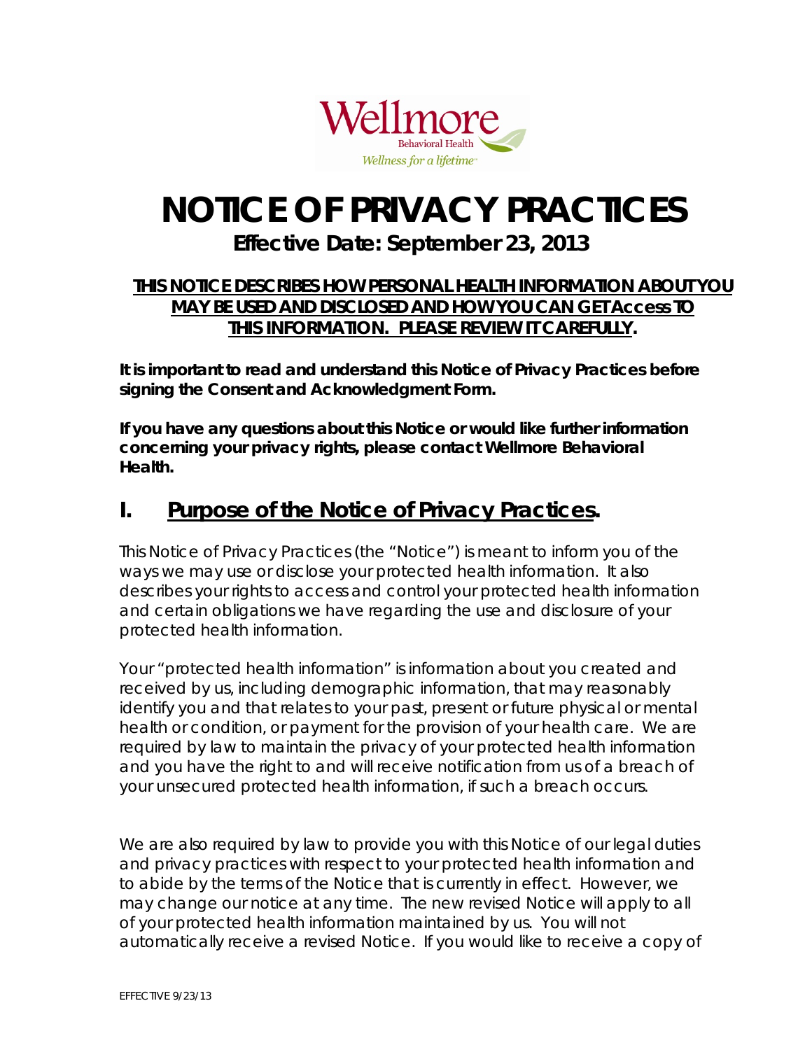# NOTICE OF PRIVACY PRACTICES

## Effective Date: September 23, 2013

**THIS NOTICE DESCRIBES HOW PERSONAL HEALTH INFORMATION ABOUT YOU MAY BE USED AND DISCLOSED AND HOW YOU CAN GET Access TO THIS INFORMATION. PLEASE REVIEW IT CAREFULLY.**

**It is important to read and understand this Notice of Privacy Practices before signing the Consent and Acknowledgment Form.**

**If you have any questions about this Notice or would like further information concerning your privacy rights, please contact Wellmore Behavioral Health.**

## I. Purpose of the Notice of Privacy Practices.

This Notice of Privacy Practices (the "Notice") is meant to inform you of the ways we may use or disclose your protected health information. It also describes your rights to access and control your protected health information and certain obligations we have regarding the use and disclosure of your protected health information.

Your "protected health information" is information about you created and received by us, including demographic information, that may reasonably identify you and that relates to your past, present or future physical or mental health or condition, or payment for the provision of your health care. We are required by law to maintain the privacy of your protected health information and you have the right to and will receive notification from us of a breach of your unsecured protected health information, if such a breach occurs.

We are also required by law to provide you with this Notice of our legal duties and privacy practices with respect to your protected health information and to abide by the terms of the Notice that is currently in effect. However, we may change our notice at any time. The new revised Notice will apply to all of your protected health information maintained by us. You will not automatically receive a revised Notice. If you would like to receive a copy of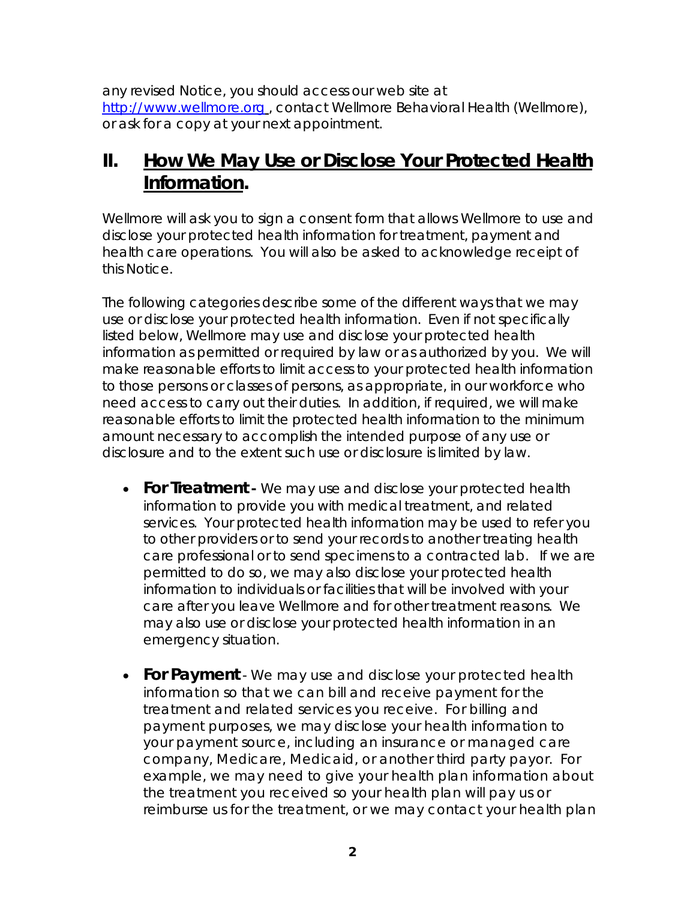any revised Notice, you should access our web site at [http://www.wellmore.org](http://www.wellmore.org), contact Wellmore Behavioral Health (Wellmore), or ask for a copy at your next appointment.

## II. How We May Use or Disclose Your Protected Health Information.

Wellmore will ask you to sign a consent form that allows Wellmore to use and disclose your protected health information for treatment, payment and health care operations. You will also be asked to acknowledge receipt of this Notice.

The following categories describe some of the different ways that we may use or disclose your protected health information. Even if not specifically listed below, Wellmore may use and disclose your protected health information as permitted or required by law or as authorized by you. We will make reasonable efforts to limit access to your protected health information to those persons or classes of persons, as appropriate, in our workforce who need access to carry out their duties. In addition, if required, we will make reasonable efforts to limit the protected health information to the minimum amount necessary to accomplish the intended purpose of any use or disclosure and to the extent such use or disclosure is limited by law.

- **For Treatment -** We may use and disclose your protected health information to provide you with medical treatment, and related services. Your protected health information may be used to refer you to other providers or to send your records to another treating health care professional or to send specimens to a contracted lab. If we are permitted to do so, we may also disclose your protected health information to individuals or facilities that will be involved with your care after you leave Wellmore and for other treatment reasons. We may also use or disclose your protected health information in an emergency situation.
- **For Payment** - We may use and disclose your protected health information so that we can bill and receive payment for the treatment and related services you receive. For billing and payment purposes, we may disclose your health information to your payment source, including an insurance or managed care company, Medicare, Medicaid, or another third party payor. For example, we may need to give your health plan information about the treatment you received so your health plan will pay us or reimburse us for the treatment, or we may contact your health plan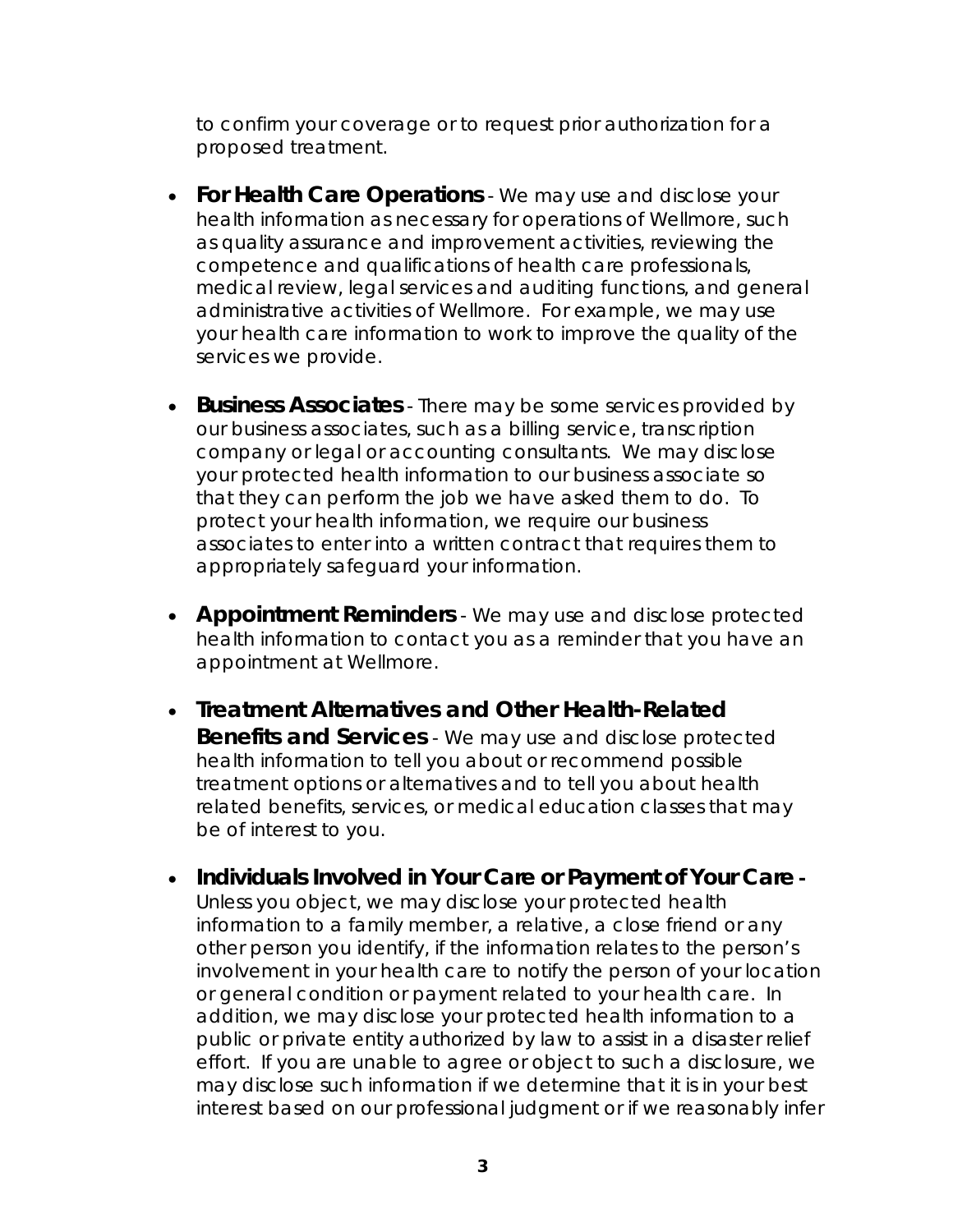to confirm your coverage or to request prior authorization for a proposed treatment.

- **For Health Care Operations** - We may use and disclose your health information as necessary for operations of Wellmore, such as quality assurance and improvement activities, reviewing the competence and qualifications of health care professionals, medical review, legal services and auditing functions, and general administrative activities of Wellmore. For example, we may use your health care information to work to improve the quality of the services we provide.

- **Business Associates** - There may be some services provided by our business associates, such as a billing service, transcription company or legal or accounting consultants. We may disclose your protected health information to our business associate so that they can perform the job we have asked them to do. To protect your health information, we require our business associates to enter into a written contract that requires them to appropriately safeguard your information.

- **Appointment Reminders** - We may use and disclose protected health information to contact you as a reminder that you have an appointment at Wellmore.

- **Treatment Alternatives and Other Health-Related Benefits and Services** - We may use and disclose protected health information to tell you about or recommend possible treatment options or alternatives and to tell you about health related benefits, services, or medical education classes that may be of interest to you.

- **Individuals Involved in Your Care or Payment of Your Care -** Unless you object, we may disclose your protected health information to a family member, a relative, a close friend or any other person you identify, if the information relates to the person's involvement in your health care to notify the person of your location or general condition or payment related to your health care. In addition, we may disclose your protected health information to a public or private entity authorized by law to assist in a disaster relief effort. If you are unable to agree or object to such a disclosure, we may disclose such information if we determine that it is in your best interest based on our professional judgment or if we reasonably infer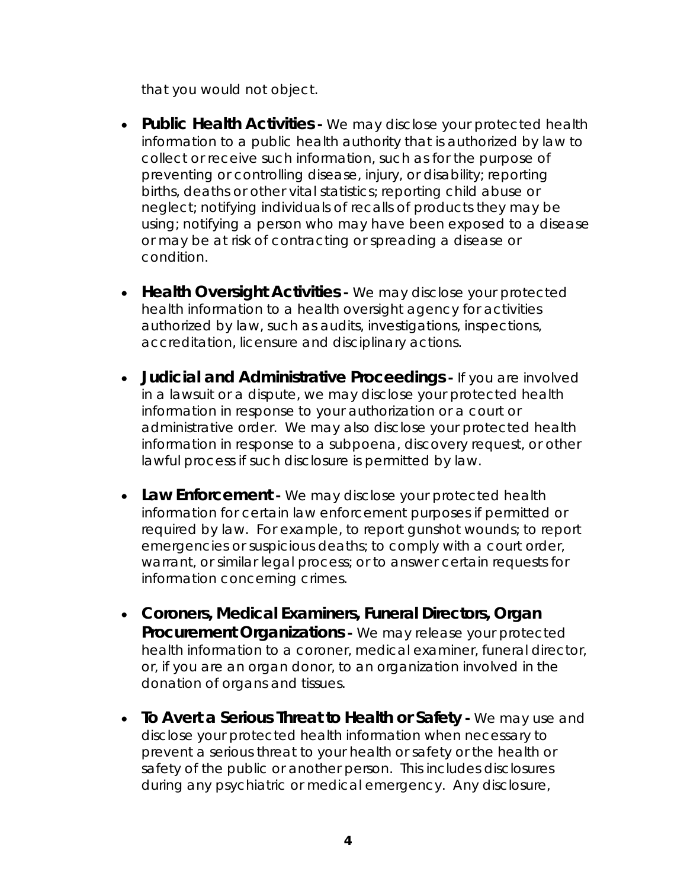that you would not object.

- **Public Health Activities -** We may disclose your protected health information to a public health authority that is authorized by law to collect or receive such information, such as for the purpose of preventing or controlling disease, injury, or disability; reporting births, deaths or other vital statistics; reporting child abuse or neglect; notifying individuals of recalls of products they may be using; notifying a person who may have been exposed to a disease or may be at risk of contracting or spreading a disease or condition.

- **Health Oversight Activities -** We may disclose your protected health information to a health oversight agency for activities authorized by law, such as audits, investigations, inspections, accreditation, licensure and disciplinary actions.

- **Judicial and Administrative Proceedings -** If you are involved in a lawsuit or a dispute, we may disclose your protected health information in response to your authorization or a court or administrative order. We may also disclose your protected health information in response to a subpoena, discovery request, or other lawful process if such disclosure is permitted by law.

- **Law Enforcement -** We may disclose your protected health information for certain law enforcement purposes if permitted or required by law. For example, to report gunshot wounds; to report emergencies or suspicious deaths; to comply with a court order, warrant, or similar legal process; or to answer certain requests for information concerning crimes.

- **Coroners, Medical Examiners, Funeral Directors, Organ Procurement Organizations -** We may release your protected health information to a coroner, medical examiner, funeral director, or, if you are an organ donor, to an organization involved in the donation of organs and tissues.

- **To Avert a Serious Threat to Health or Safety -** We may use and disclose your protected health information when necessary to prevent a serious threat to your health or safety or the health or safety of the public or another person. This includes disclosures during any psychiatric or medical emergency. Any disclosure,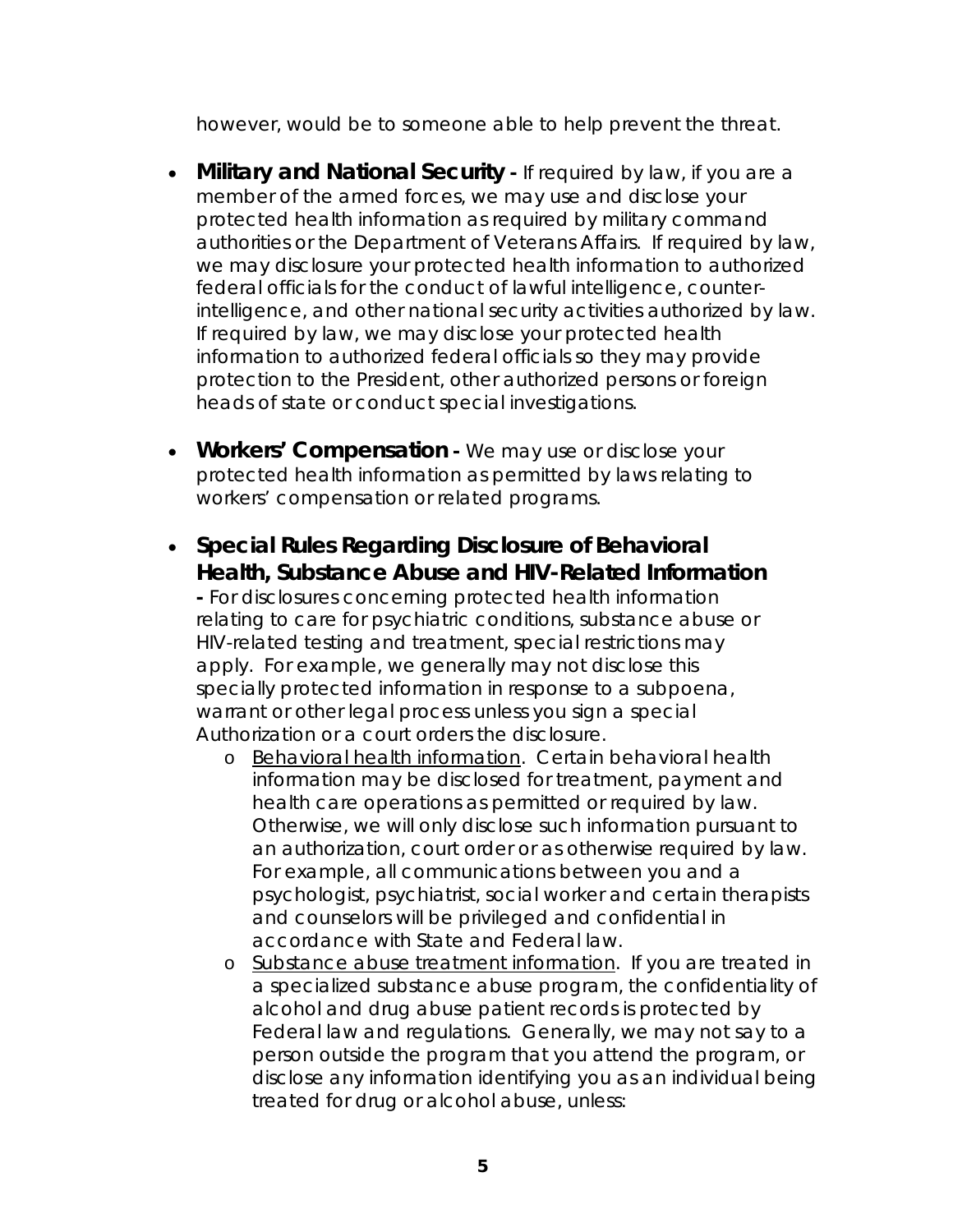however, would be to someone able to help prevent the threat.

- **Military and National Security -** If required by law, if you are a member of the armed forces, we may use and disclose your protected health information as required by military command authorities or the Department of Veterans Affairs. If required by law, we may disclosure your protected health information to authorized federal officials for the conduct of lawful intelligence, counter-intelligence, and other national security activities authorized by law. If required by law, we may disclose your protected health information to authorized federal officials so they may provide protection to the President, other authorized persons or foreign heads of state or conduct special investigations.

- **Workers' Compensation -** We may use or disclose your protected health information as permitted by laws relating to workers' compensation or related programs.

- **Special Rules Regarding Disclosure of Behavioral Health, Substance Abuse and HIV-Related Information -** For disclosures concerning protected health information relating to care for psychiatric conditions, substance abuse or HIV-related testing and treatment, special restrictions may apply. For example, we generally may not disclose this specially protected information in response to a subpoena, warrant or other legal process unless you sign a special Authorization or a court orders the disclosure.
  - Behavioral health information. Certain behavioral health information may be disclosed for treatment, payment and health care operations as permitted or required by law. Otherwise, we will only disclose such information pursuant to an authorization, court order or as otherwise required by law. For example, all communications between you and a psychologist, psychiatrist, social worker and certain therapists and counselors will be privileged and confidential in accordance with State and Federal law.
  - Substance abuse treatment information. If you are treated in a specialized substance abuse program, the confidentiality of alcohol and drug abuse patient records is protected by Federal law and regulations. Generally, we may not say to a person outside the program that you attend the program, or disclose any information identifying you as an individual being treated for drug or alcohol abuse, unless: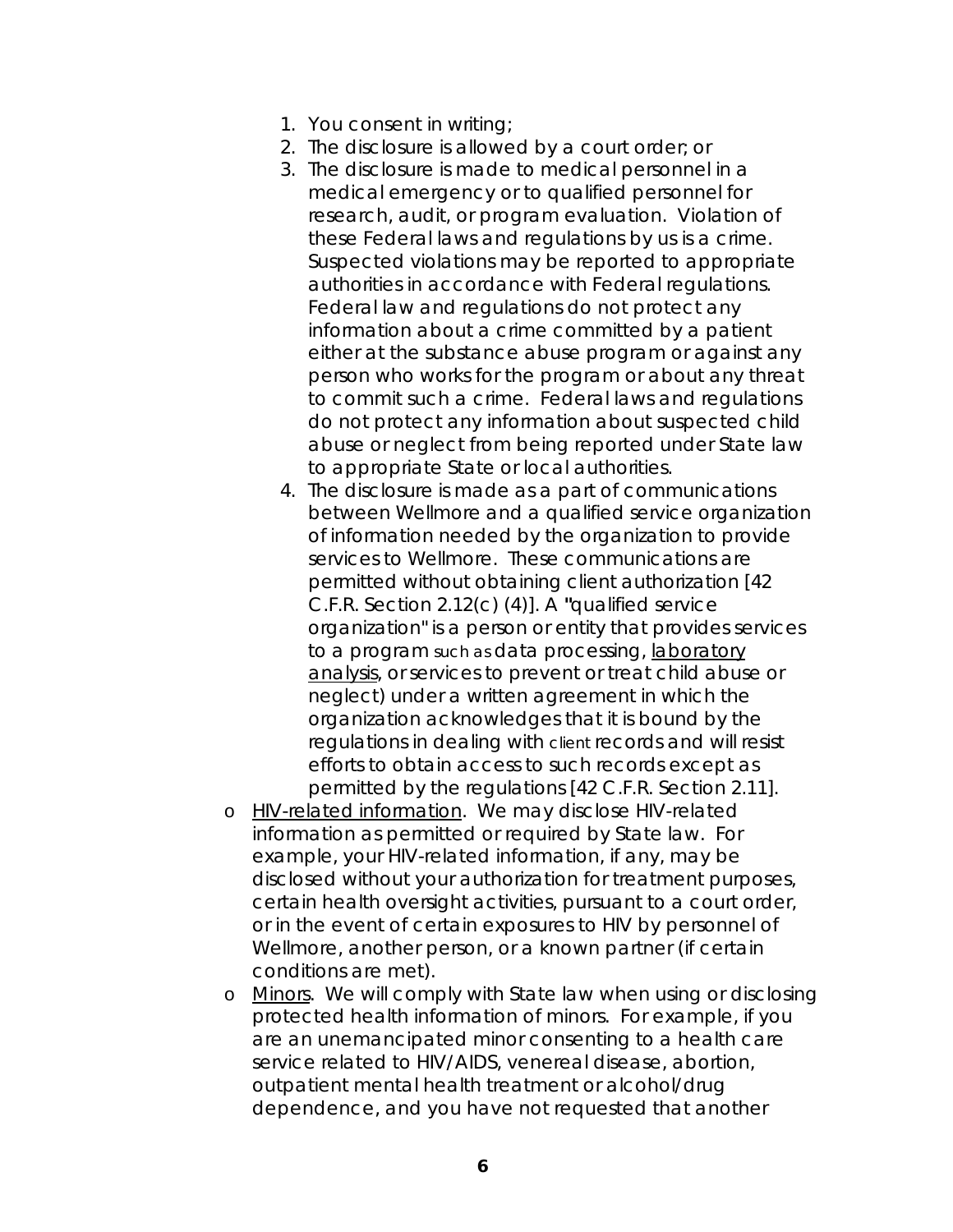1. You consent in writing;
2. The disclosure is allowed by a court order; or
3. The disclosure is made to medical personnel in a medical emergency or to qualified personnel for research, audit, or program evaluation. Violation of these Federal laws and regulations by us is a crime. Suspected violations may be reported to appropriate authorities in accordance with Federal regulations. Federal law and regulations do not protect any information about a crime committed by a patient either at the substance abuse program or against any person who works for the program or about any threat to commit such a crime. Federal laws and regulations do not protect any information about suspected child abuse or neglect from being reported under State law to appropriate State or local authorities.
4. The disclosure is made as a part of communications between Wellmore and a qualified service organization of information needed by the organization to provide services to Wellmore. These communications are permitted without obtaining client authorization [42 C.F.R. Section 2.12(c) (4)]. A "qualified service organization" is a person or entity that provides services to a program such as data processing, <u>laboratory analysis</u>, or services to prevent or treat child abuse or neglect) under a written agreement in which the organization acknowledges that it is bound by the regulations in dealing with client records and will resist efforts to obtain access to such records except as permitted by the regulations [42 C.F.R. Section 2.11].

- <u>HIV-related information</u>. We may disclose HIV-related information as permitted or required by State law. For example, your HIV-related information, if any, may be disclosed without your authorization for treatment purposes, certain health oversight activities, pursuant to a court order, or in the event of certain exposures to HIV by personnel of Wellmore, another person, or a known partner (if certain conditions are met).
- <u>Minors</u>. We will comply with State law when using or disclosing protected health information of minors. For example, if you are an unemancipated minor consenting to a health care service related to HIV/AIDS, venereal disease, abortion, outpatient mental health treatment or alcohol/drug dependence, and you have not requested that another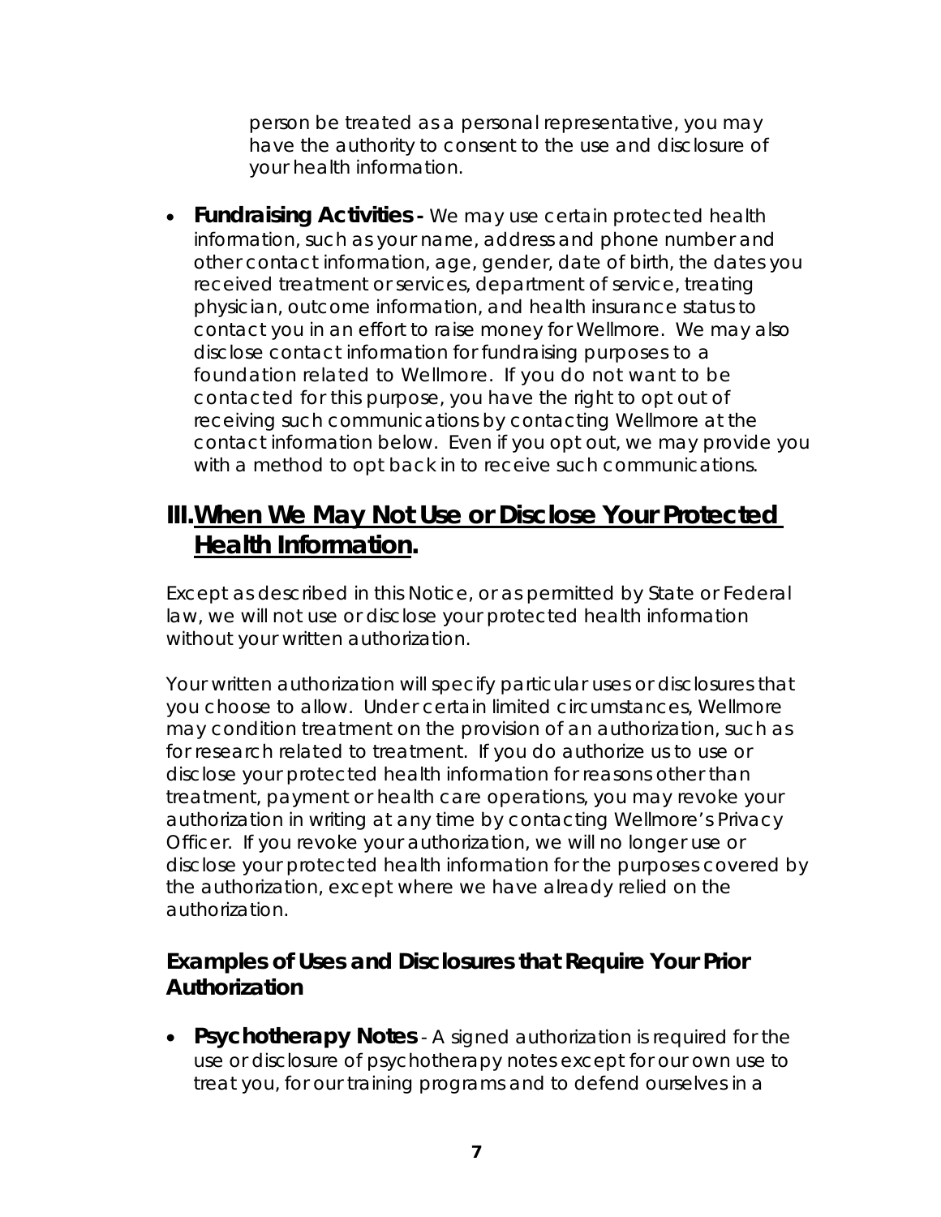person be treated as a personal representative, you may have the authority to consent to the use and disclosure of your health information.

- **Fundraising Activities -** We may use certain protected health information, such as your name, address and phone number and other contact information, age, gender, date of birth, the dates you received treatment or services, department of service, treating physician, outcome information, and health insurance status to contact you in an effort to raise money for Wellmore. We may also disclose contact information for fundraising purposes to a foundation related to Wellmore. If you do not want to be contacted for this purpose, you have the right to opt out of receiving such communications by contacting Wellmore at the contact information below. Even if you opt out, we may provide you with a method to opt back in to receive such communications.

## III. <u>When We May Not Use or Disclose Your Protected Health Information</u>.

Except as described in this Notice, or as permitted by State or Federal law, we will not use or disclose your protected health information without your written authorization.

Your written authorization will specify particular uses or disclosures that you choose to allow. Under certain limited circumstances, Wellmore may condition treatment on the provision of an authorization, such as for research related to treatment. If you do authorize us to use or disclose your protected health information for reasons other than treatment, payment or health care operations, you may revoke your authorization in writing at any time by contacting Wellmore's Privacy Officer. If you revoke your authorization, we will no longer use or disclose your protected health information for the purposes covered by the authorization, except where we have already relied on the authorization.

### Examples of Uses and Disclosures that Require Your Prior Authorization

- **Psychotherapy Notes** - A signed authorization is required for the use or disclosure of psychotherapy notes except for our own use to treat you, for our training programs and to defend ourselves in a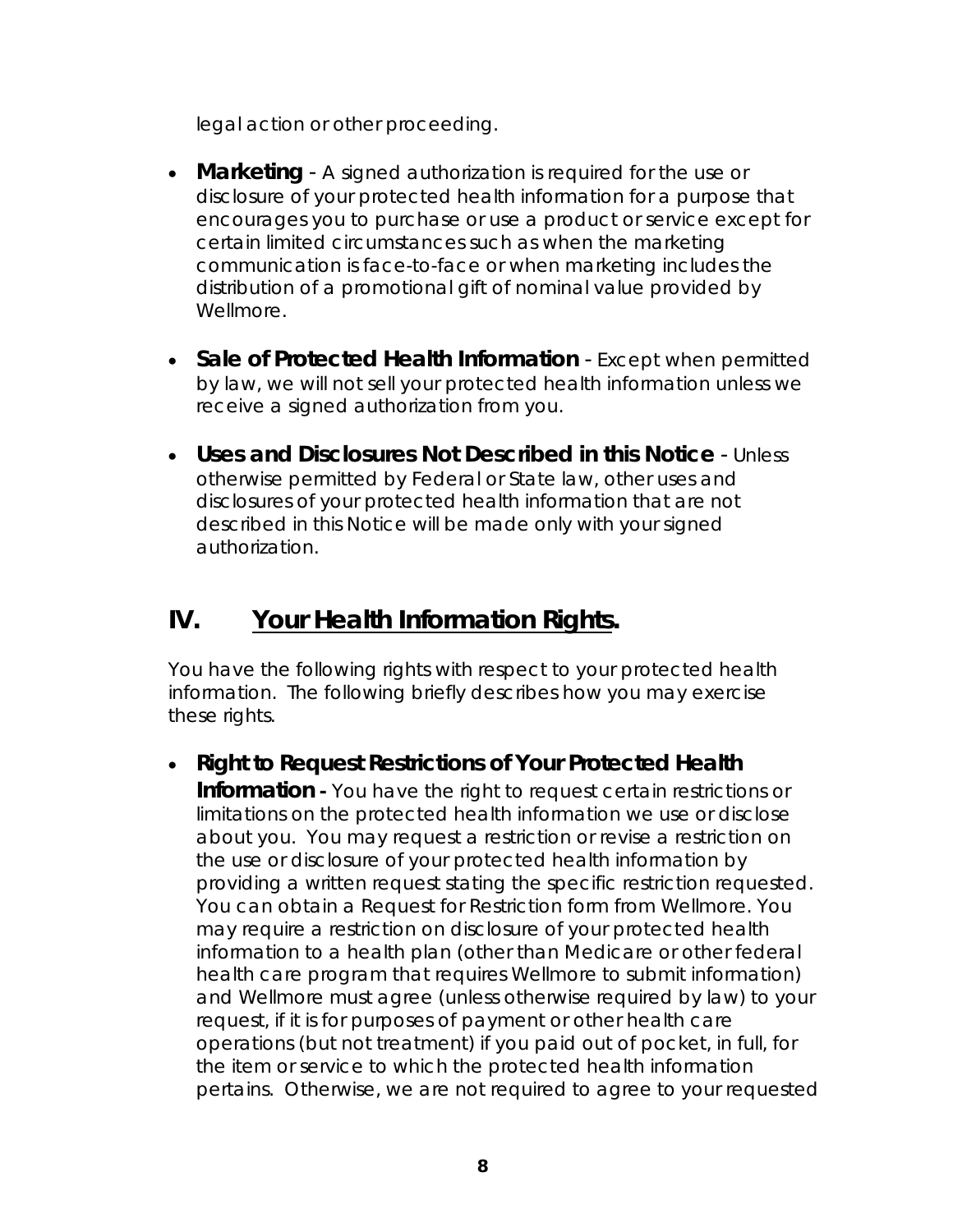legal action or other proceeding.

- **Marketing** - A signed authorization is required for the use or disclosure of your protected health information for a purpose that encourages you to purchase or use a product or service except for certain limited circumstances such as when the marketing communication is face-to-face or when marketing includes the distribution of a promotional gift of nominal value provided by Wellmore.

- **Sale of Protected Health Information** - Except when permitted by law, we will not sell your protected health information unless we receive a signed authorization from you.

- **Uses and Disclosures Not Described in this Notice** - Unless otherwise permitted by Federal or State law, other uses and disclosures of your protected health information that are not described in this Notice will be made only with your signed authorization.

## IV. <u>Your Health Information Rights</u>.

You have the following rights with respect to your protected health information. The following briefly describes how you may exercise these rights.

- **Right to Request Restrictions of Your Protected Health Information -** You have the right to request certain restrictions or limitations on the protected health information we use or disclose about you. You may request a restriction or revise a restriction on the use or disclosure of your protected health information by providing a written request stating the specific restriction requested. You can obtain a Request for Restriction form from Wellmore. You may require a restriction on disclosure of your protected health information to a health plan (other than Medicare or other federal health care program that requires Wellmore to submit information) and Wellmore must agree (unless otherwise required by law) to your request, if it is for purposes of payment or other health care operations (but not treatment) if you paid out of pocket, in full, for the item or service to which the protected health information pertains. Otherwise, we are not required to agree to your requested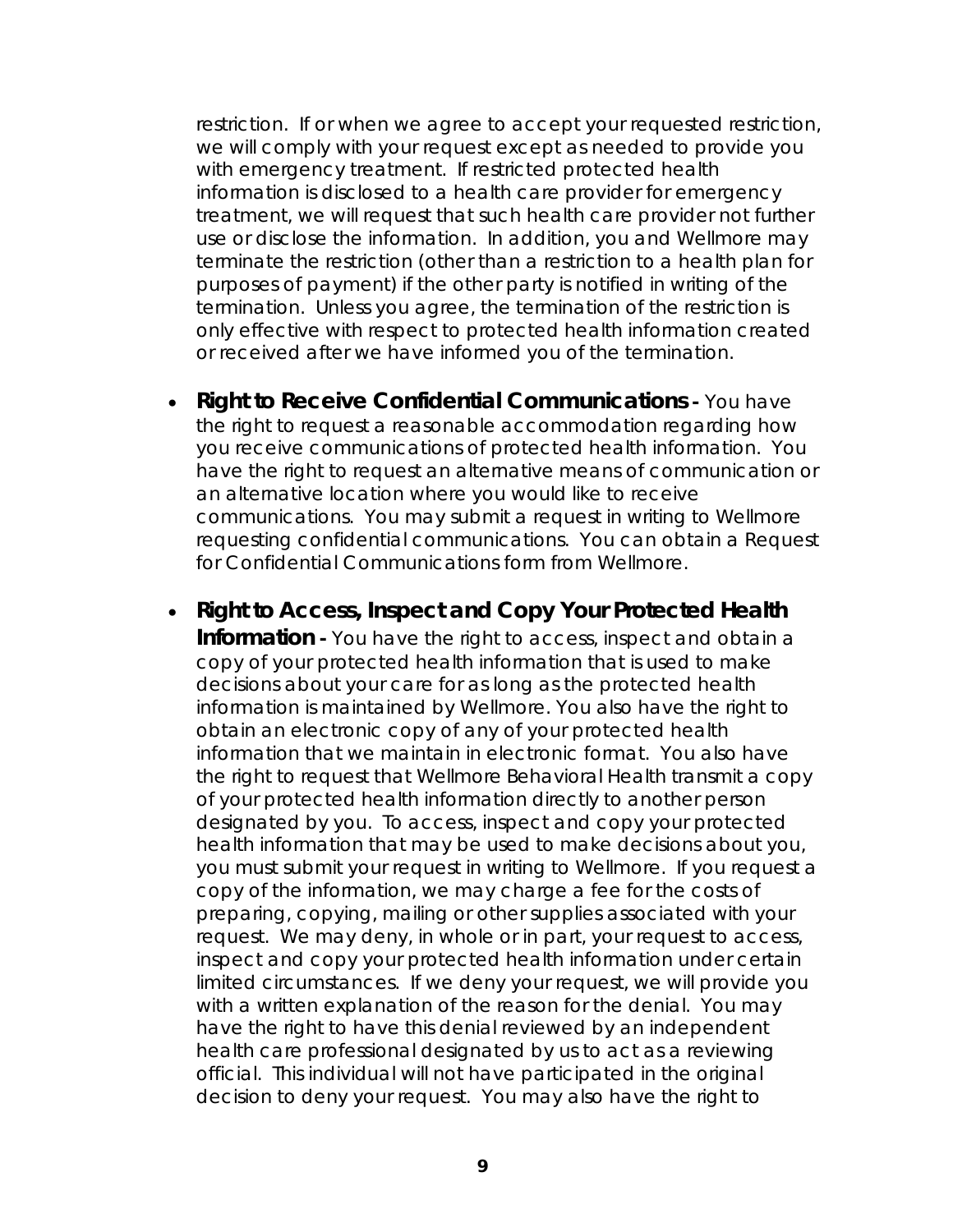restriction. If or when we agree to accept your requested restriction, we will comply with your request except as needed to provide you with emergency treatment. If restricted protected health information is disclosed to a health care provider for emergency treatment, we will request that such health care provider not further use or disclose the information. In addition, you and Wellmore may terminate the restriction (other than a restriction to a health plan for purposes of payment) if the other party is notified in writing of the termination. Unless you agree, the termination of the restriction is only effective with respect to protected health information created or received after we have informed you of the termination.

- **Right to Receive Confidential Communications -** You have the right to request a reasonable accommodation regarding how you receive communications of protected health information. You have the right to request an alternative means of communication or an alternative location where you would like to receive communications. You may submit a request in writing to Wellmore requesting confidential communications. You can obtain a Request for Confidential Communications form from Wellmore.

- **Right to Access, Inspect and Copy Your Protected Health Information -** You have the right to access, inspect and obtain a copy of your protected health information that is used to make decisions about your care for as long as the protected health information is maintained by Wellmore. You also have the right to obtain an electronic copy of any of your protected health information that we maintain in electronic format. You also have the right to request that Wellmore Behavioral Health transmit a copy of your protected health information directly to another person designated by you. To access, inspect and copy your protected health information that may be used to make decisions about you, you must submit your request in writing to Wellmore. If you request a copy of the information, we may charge a fee for the costs of preparing, copying, mailing or other supplies associated with your request. We may deny, in whole or in part, your request to access, inspect and copy your protected health information under certain limited circumstances. If we deny your request, we will provide you with a written explanation of the reason for the denial. You may have the right to have this denial reviewed by an independent health care professional designated by us to act as a reviewing official. This individual will not have participated in the original decision to deny your request. You may also have the right to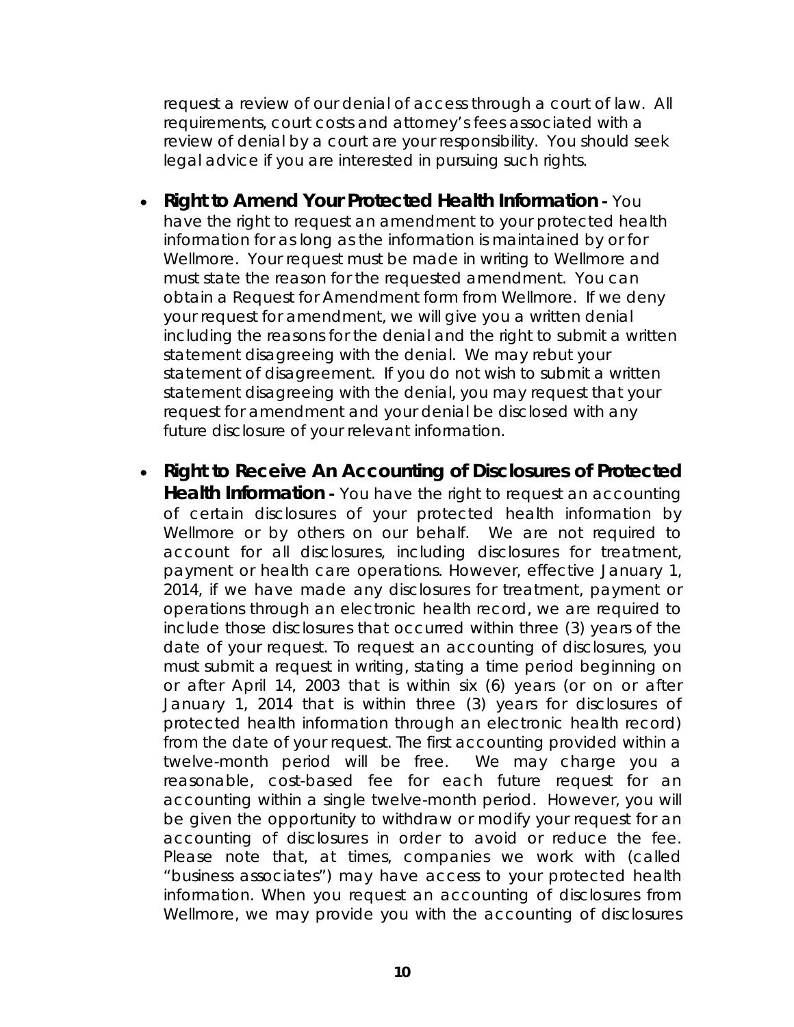request a review of our denial of access through a court of law. All requirements, court costs and attorney's fees associated with a review of denial by a court are your responsibility. You should seek legal advice if you are interested in pursuing such rights.

- **Right to Amend Your Protected Health Information -** You have the right to request an amendment to your protected health information for as long as the information is maintained by or for Wellmore. Your request must be made in writing to Wellmore and must state the reason for the requested amendment. You can obtain a Request for Amendment form from Wellmore. If we deny your request for amendment, we will give you a written denial including the reasons for the denial and the right to submit a written statement disagreeing with the denial. We may rebut your statement of disagreement. If you do not wish to submit a written statement disagreeing with the denial, you may request that your request for amendment and your denial be disclosed with any future disclosure of your relevant information.

- **Right to Receive An Accounting of Disclosures of Protected Health Information -** You have the right to request an accounting of certain disclosures of your protected health information by Wellmore or by others on our behalf. We are not required to account for all disclosures, including disclosures for treatment, payment or health care operations. However, effective January 1, 2014, if we have made any disclosures for treatment, payment or operations through an electronic health record, we are required to include those disclosures that occurred within three (3) years of the date of your request. To request an accounting of disclosures, you must submit a request in writing, stating a time period beginning on or after April 14, 2003 that is within six (6) years (or on or after January 1, 2014 that is within three (3) years for disclosures of protected health information through an electronic health record) from the date of your request. The first accounting provided within a twelve-month period will be free. We may charge you a reasonable, cost-based fee for each future request for an accounting within a single twelve-month period. However, you will be given the opportunity to withdraw or modify your request for an accounting of disclosures in order to avoid or reduce the fee. Please note that, at times, companies we work with (called "business associates") may have access to your protected health information. When you request an accounting of disclosures from Wellmore, we may provide you with the accounting of disclosures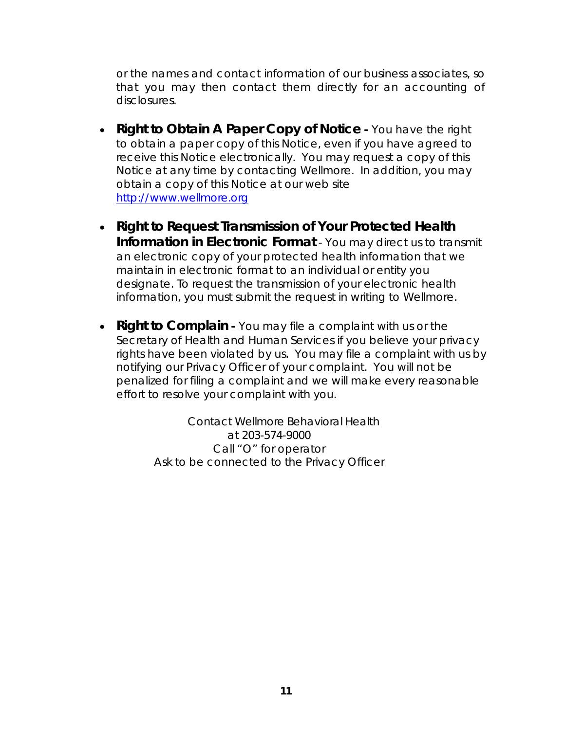or the names and contact information of our business associates, so that you may then contact them directly for an accounting of disclosures.

- **Right to Obtain A Paper Copy of Notice -** You have the right to obtain a paper copy of this Notice, even if you have agreed to receive this Notice electronically. You may request a copy of this Notice at any time by contacting Wellmore. In addition, you may obtain a copy of this Notice at our web site http://www.wellmore.org

- **Right to Request Transmission of Your Protected Health Information in Electronic Format** - You may direct us to transmit an electronic copy of your protected health information that we maintain in electronic format to an individual or entity you designate. To request the transmission of your electronic health information, you must submit the request in writing to Wellmore.

- **Right to Complain -** You may file a complaint with us or the Secretary of Health and Human Services if you believe your privacy rights have been violated by us. You may file a complaint with us by notifying our Privacy Officer of your complaint. You will not be penalized for filing a complaint and we will make every reasonable effort to resolve your complaint with you.

Contact Wellmore Behavioral Health
at 203-574-9000
Call "O" for operator
Ask to be connected to the Privacy Officer